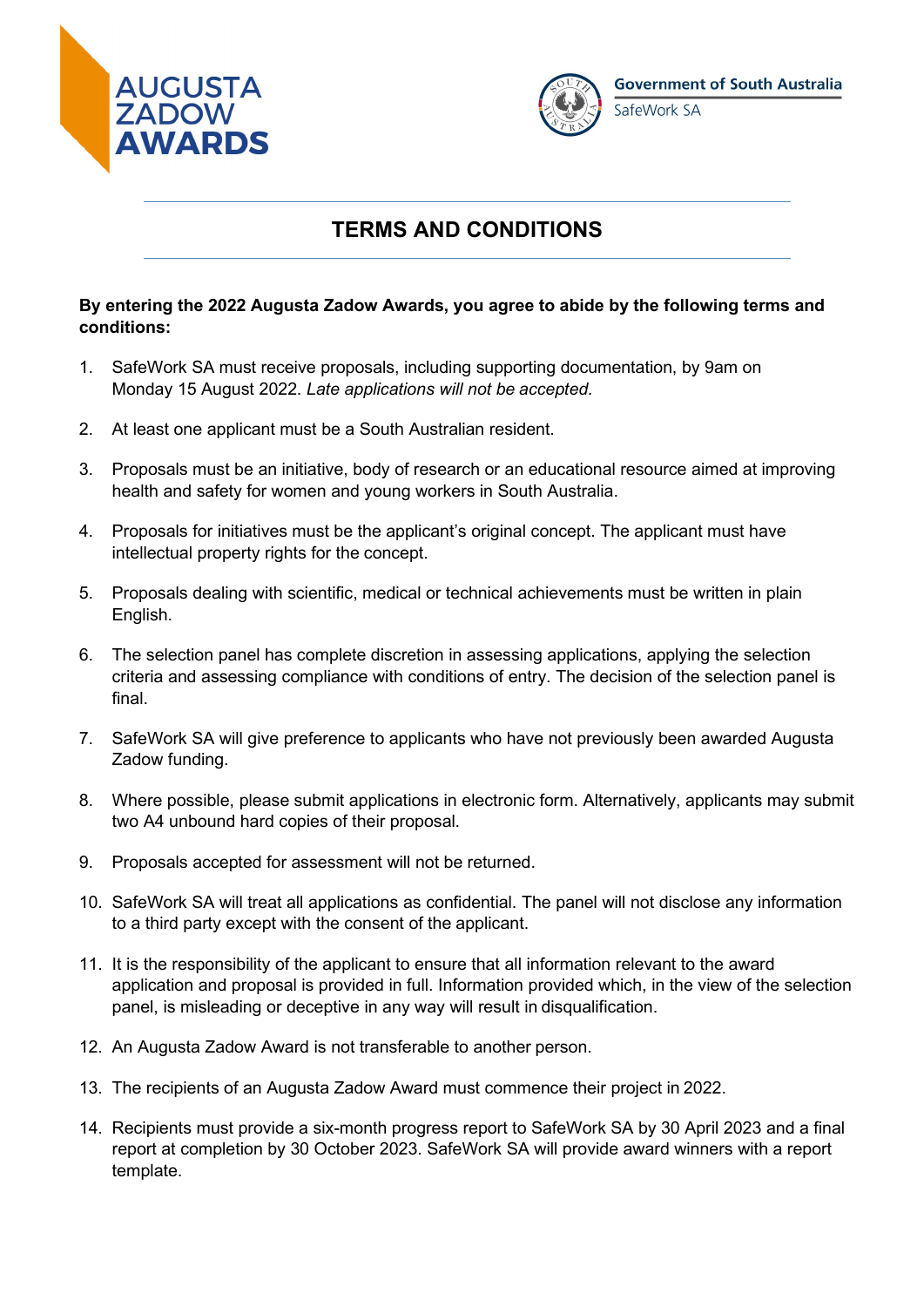AUGUSTA ZADOW AWARDS

Government of South Australia
SafeWork SA

# TERMS AND CONDITIONS

**By entering the 2022 Augusta Zadow Awards, you agree to abide by the following terms and conditions:**

1. SafeWork SA must receive proposals, including supporting documentation, by 9am on Monday 15 August 2022. *Late applications will not be accepted.*
2. At least one applicant must be a South Australian resident.
3. Proposals must be an initiative, body of research or an educational resource aimed at improving health and safety for women and young workers in South Australia.
4. Proposals for initiatives must be the applicant's original concept. The applicant must have intellectual property rights for the concept.
5. Proposals dealing with scientific, medical or technical achievements must be written in plain English.
6. The selection panel has complete discretion in assessing applications, applying the selection criteria and assessing compliance with conditions of entry. The decision of the selection panel is final.
7. SafeWork SA will give preference to applicants who have not previously been awarded Augusta Zadow funding.
8. Where possible, please submit applications in electronic form. Alternatively, applicants may submit two A4 unbound hard copies of their proposal.
9. Proposals accepted for assessment will not be returned.
10. SafeWork SA will treat all applications as confidential. The panel will not disclose any information to a third party except with the consent of the applicant.
11. It is the responsibility of the applicant to ensure that all information relevant to the award application and proposal is provided in full. Information provided which, in the view of the selection panel, is misleading or deceptive in any way will result in disqualification.
12. An Augusta Zadow Award is not transferable to another person.
13. The recipients of an Augusta Zadow Award must commence their project in 2022.
14. Recipients must provide a six-month progress report to SafeWork SA by 30 April 2023 and a final report at completion by 30 October 2023. SafeWork SA will provide award winners with a report template.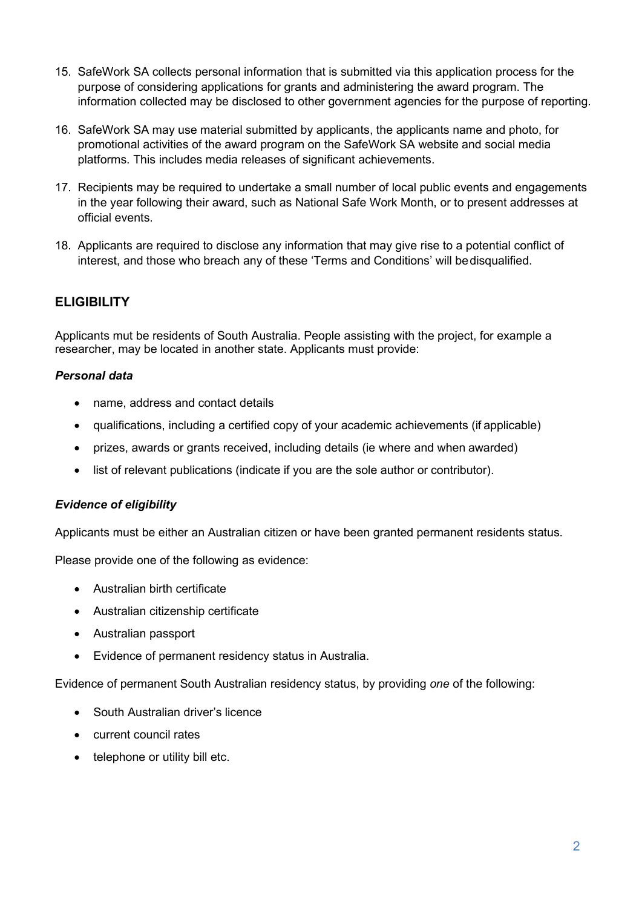15. SafeWork SA collects personal information that is submitted via this application process for the purpose of considering applications for grants and administering the award program. The information collected may be disclosed to other government agencies for the purpose of reporting.

16. SafeWork SA may use material submitted by applicants, the applicants name and photo, for promotional activities of the award program on the SafeWork SA website and social media platforms. This includes media releases of significant achievements.

17. Recipients may be required to undertake a small number of local public events and engagements in the year following their award, such as National Safe Work Month, or to present addresses at official events.

18. Applicants are required to disclose any information that may give rise to a potential conflict of interest, and those who breach any of these 'Terms and Conditions' will be disqualified.

## ELIGIBILITY

Applicants mut be residents of South Australia. People assisting with the project, for example a researcher, may be located in another state. Applicants must provide:

***Personal data***

- name, address and contact details
- qualifications, including a certified copy of your academic achievements (if applicable)
- prizes, awards or grants received, including details (ie where and when awarded)
- list of relevant publications (indicate if you are the sole author or contributor).

***Evidence of eligibility***

Applicants must be either an Australian citizen or have been granted permanent residents status.

Please provide one of the following as evidence:

- Australian birth certificate
- Australian citizenship certificate
- Australian passport
- Evidence of permanent residency status in Australia.

Evidence of permanent South Australian residency status, by providing *one* of the following:

- South Australian driver's licence
- current council rates
- telephone or utility bill etc.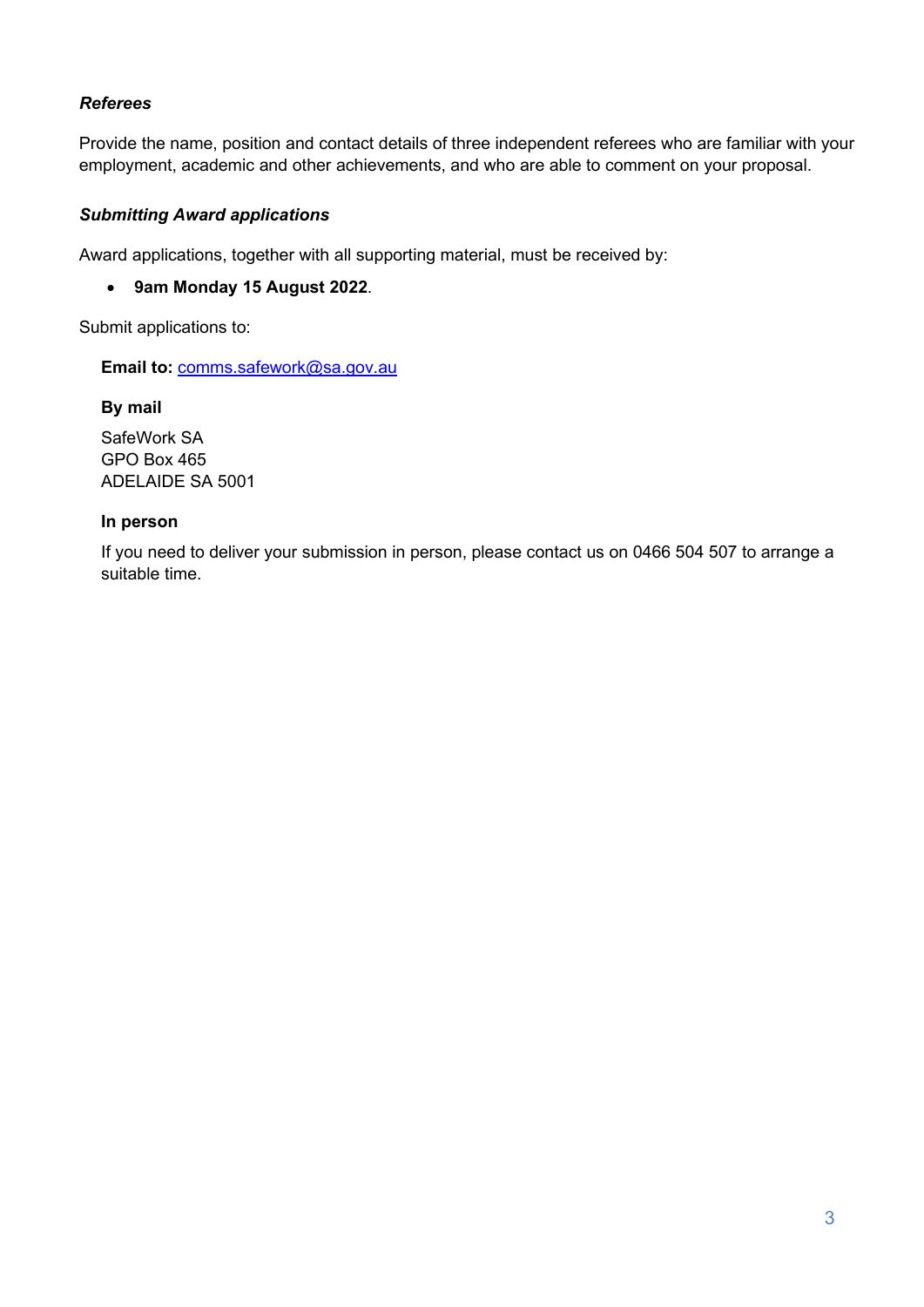### *Referees*

Provide the name, position and contact details of three independent referees who are familiar with your employment, academic and other achievements, and who are able to comment on your proposal.

### *Submitting Award applications*

Award applications, together with all supporting material, must be received by:

- **9am Monday 15 August 2022**.

Submit applications to:

**Email to:** comms.safework@sa.gov.au

**By mail**

SafeWork SA
GPO Box 465
ADELAIDE SA 5001

**In person**

If you need to deliver your submission in person, please contact us on 0466 504 507 to arrange a suitable time.